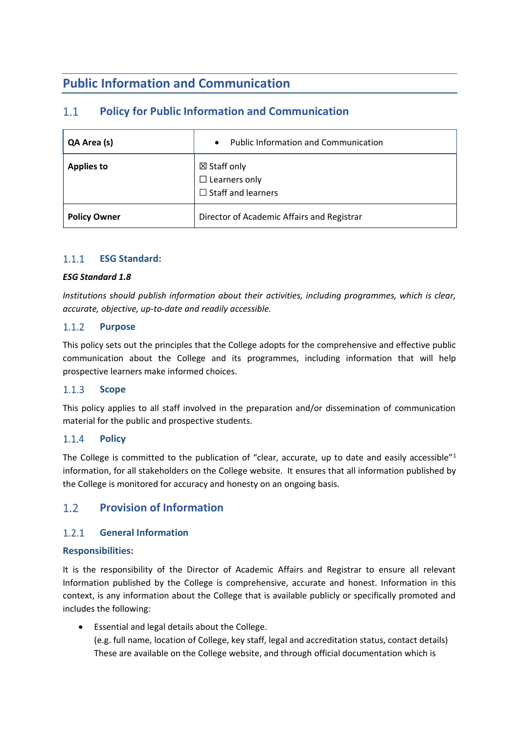# Public Information and Communication

## 1.1 Policy for Public Information and Communication

| QA Area (s) | • Public Information and Communication |
|---|---|
| **Applies to** | ☒ Staff only<br>☐ Learners only<br>☐ Staff and learners |
| **Policy Owner** | Director of Academic Affairs and Registrar |

### 1.1.1 ESG Standard:

***ESG Standard 1.8***

*Institutions should publish information about their activities, including programmes, which is clear, accurate, objective, up-to-date and readily accessible.*

### 1.1.2 Purpose

This policy sets out the principles that the College adopts for the comprehensive and effective public communication about the College and its programmes, including information that will help prospective learners make informed choices.

### 1.1.3 Scope

This policy applies to all staff involved in the preparation and/or dissemination of communication material for the public and prospective students.

### 1.1.4 Policy

The College is committed to the publication of "clear, accurate, up to date and easily accessible"[1] information, for all stakeholders on the College website. It ensures that all information published by the College is monitored for accuracy and honesty on an ongoing basis.

## 1.2 Provision of Information

### 1.2.1 General Information

**Responsibilities:**

It is the responsibility of the Director of Academic Affairs and Registrar to ensure all relevant Information published by the College is comprehensive, accurate and honest. Information in this context, is any information about the College that is available publicly or specifically promoted and includes the following:

- Essential and legal details about the College.
  (e.g. full name, location of College, key staff, legal and accreditation status, contact details)
  These are available on the College website, and through official documentation which is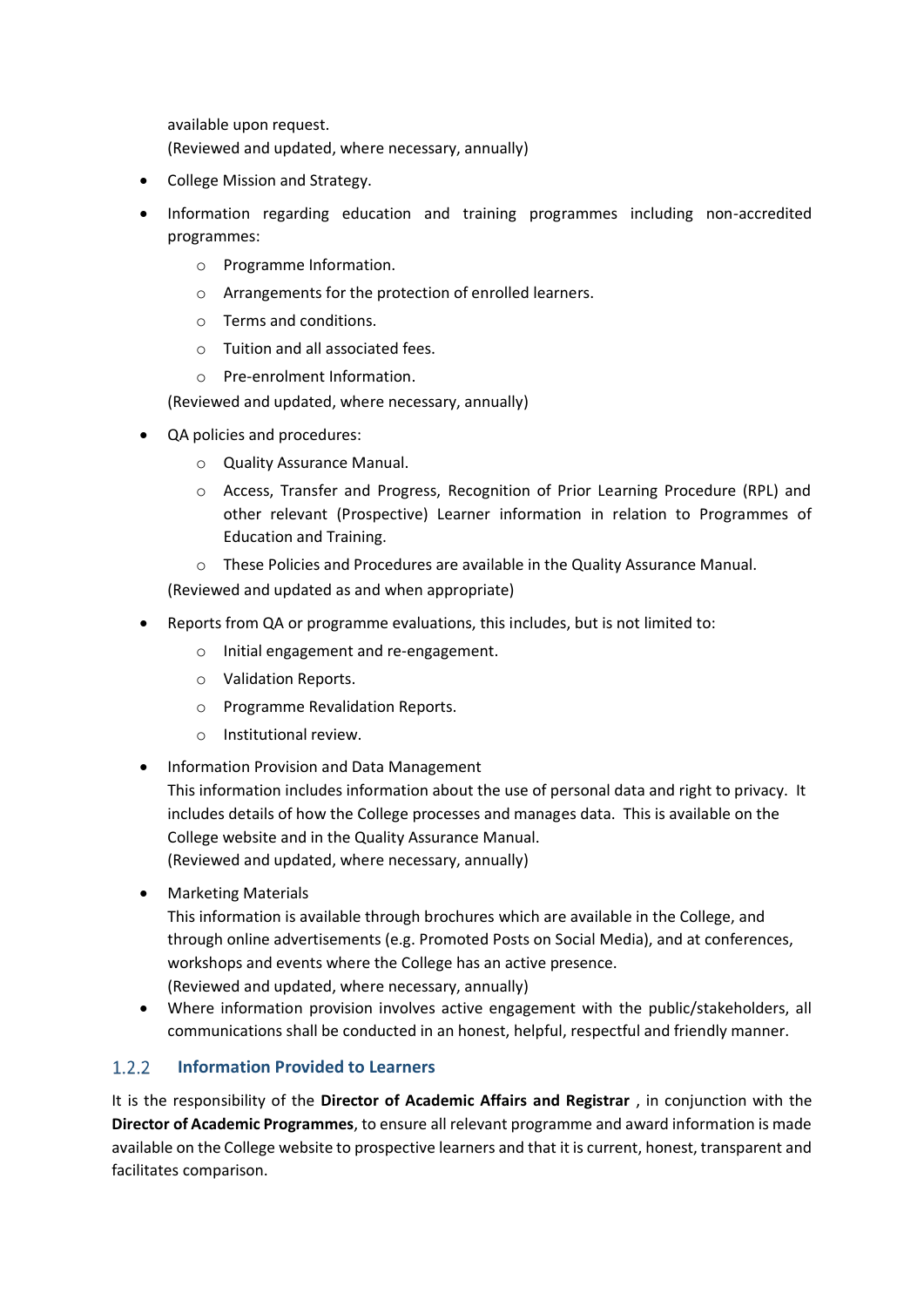available upon request.
(Reviewed and updated, where necessary, annually)

- College Mission and Strategy.
- Information regarding education and training programmes including non-accredited programmes:
  - Programme Information.
  - Arrangements for the protection of enrolled learners.
  - Terms and conditions.
  - Tuition and all associated fees.
  - Pre-enrolment Information.

  (Reviewed and updated, where necessary, annually)
- QA policies and procedures:
  - Quality Assurance Manual.
  - Access, Transfer and Progress, Recognition of Prior Learning Procedure (RPL) and other relevant (Prospective) Learner information in relation to Programmes of Education and Training.
  - These Policies and Procedures are available in the Quality Assurance Manual.

  (Reviewed and updated as and when appropriate)
- Reports from QA or programme evaluations, this includes, but is not limited to:
  - Initial engagement and re-engagement.
  - Validation Reports.
  - Programme Revalidation Reports.
  - Institutional review.
- Information Provision and Data Management
  This information includes information about the use of personal data and right to privacy. It includes details of how the College processes and manages data. This is available on the College website and in the Quality Assurance Manual.
  (Reviewed and updated, where necessary, annually)
- Marketing Materials
  This information is available through brochures which are available in the College, and through online advertisements (e.g. Promoted Posts on Social Media), and at conferences, workshops and events where the College has an active presence.
  (Reviewed and updated, where necessary, annually)
- Where information provision involves active engagement with the public/stakeholders, all communications shall be conducted in an honest, helpful, respectful and friendly manner.

### 1.2.2 Information Provided to Learners

It is the responsibility of the **Director of Academic Affairs and Registrar** , in conjunction with the **Director of Academic Programmes**, to ensure all relevant programme and award information is made available on the College website to prospective learners and that it is current, honest, transparent and facilitates comparison.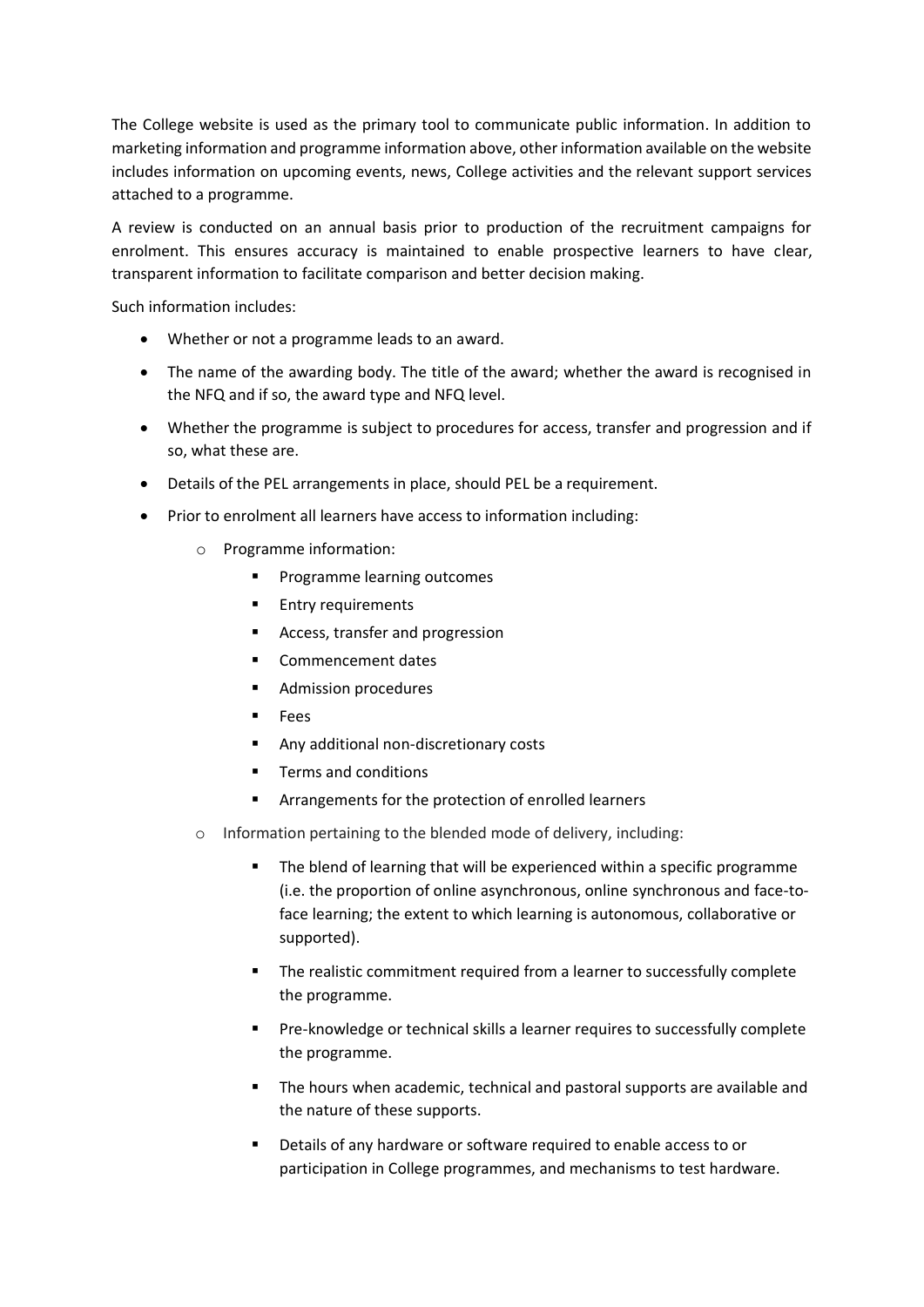The College website is used as the primary tool to communicate public information. In addition to marketing information and programme information above, other information available on the website includes information on upcoming events, news, College activities and the relevant support services attached to a programme.

A review is conducted on an annual basis prior to production of the recruitment campaigns for enrolment. This ensures accuracy is maintained to enable prospective learners to have clear, transparent information to facilitate comparison and better decision making.

Such information includes:

- Whether or not a programme leads to an award.
- The name of the awarding body. The title of the award; whether the award is recognised in the NFQ and if so, the award type and NFQ level.
- Whether the programme is subject to procedures for access, transfer and progression and if so, what these are.
- Details of the PEL arrangements in place, should PEL be a requirement.
- Prior to enrolment all learners have access to information including:
    - Programme information:
        - Programme learning outcomes
        - Entry requirements
        - Access, transfer and progression
        - Commencement dates
        - Admission procedures
        - Fees
        - Any additional non-discretionary costs
        - Terms and conditions
        - Arrangements for the protection of enrolled learners
    - Information pertaining to the blended mode of delivery, including:
        - The blend of learning that will be experienced within a specific programme (i.e. the proportion of online asynchronous, online synchronous and face-to-face learning; the extent to which learning is autonomous, collaborative or supported).
        - The realistic commitment required from a learner to successfully complete the programme.
        - Pre-knowledge or technical skills a learner requires to successfully complete the programme.
        - The hours when academic, technical and pastoral supports are available and the nature of these supports.
        - Details of any hardware or software required to enable access to or participation in College programmes, and mechanisms to test hardware.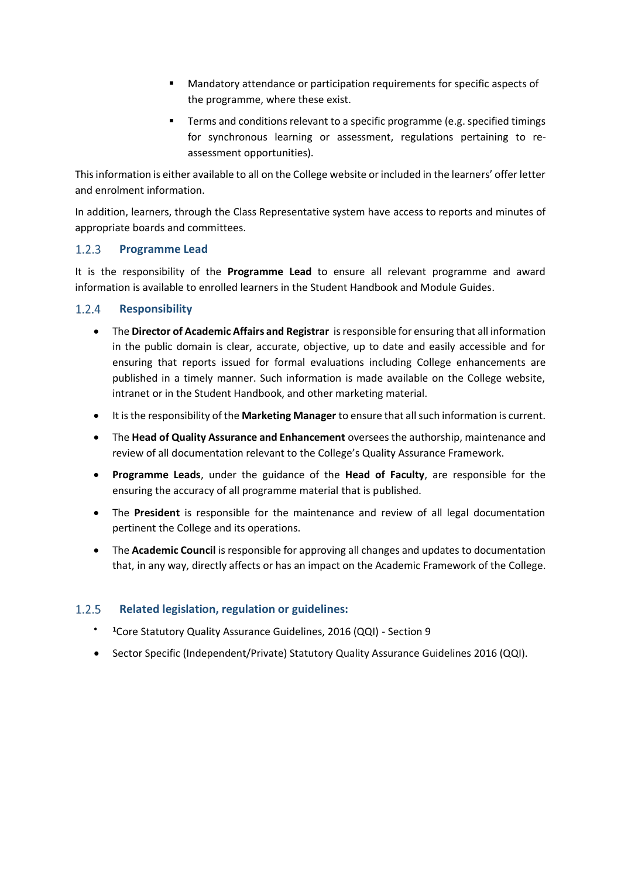- Mandatory attendance or participation requirements for specific aspects of the programme, where these exist.
  - Terms and conditions relevant to a specific programme (e.g. specified timings for synchronous learning or assessment, regulations pertaining to re-assessment opportunities).

This information is either available to all on the College website or included in the learners' offer letter and enrolment information.

In addition, learners, through the Class Representative system have access to reports and minutes of appropriate boards and committees.

### 1.2.3 Programme Lead

It is the responsibility of the **Programme Lead** to ensure all relevant programme and award information is available to enrolled learners in the Student Handbook and Module Guides.

### 1.2.4 Responsibility

- The **Director of Academic Affairs and Registrar** is responsible for ensuring that all information in the public domain is clear, accurate, objective, up to date and easily accessible and for ensuring that reports issued for formal evaluations including College enhancements are published in a timely manner. Such information is made available on the College website, intranet or in the Student Handbook, and other marketing material.
- It is the responsibility of the **Marketing Manager** to ensure that all such information is current.
- The **Head of Quality Assurance and Enhancement** oversees the authorship, maintenance and review of all documentation relevant to the College's Quality Assurance Framework.
- **Programme Leads**, under the guidance of the **Head of Faculty**, are responsible for the ensuring the accuracy of all programme material that is published.
- The **President** is responsible for the maintenance and review of all legal documentation pertinent the College and its operations.
- The **Academic Council** is responsible for approving all changes and updates to documentation that, in any way, directly affects or has an impact on the Academic Framework of the College.

### 1.2.5 Related legislation, regulation or guidelines:

- [1]Core Statutory Quality Assurance Guidelines, 2016 (QQI) - Section 9
- Sector Specific (Independent/Private) Statutory Quality Assurance Guidelines 2016 (QQI).